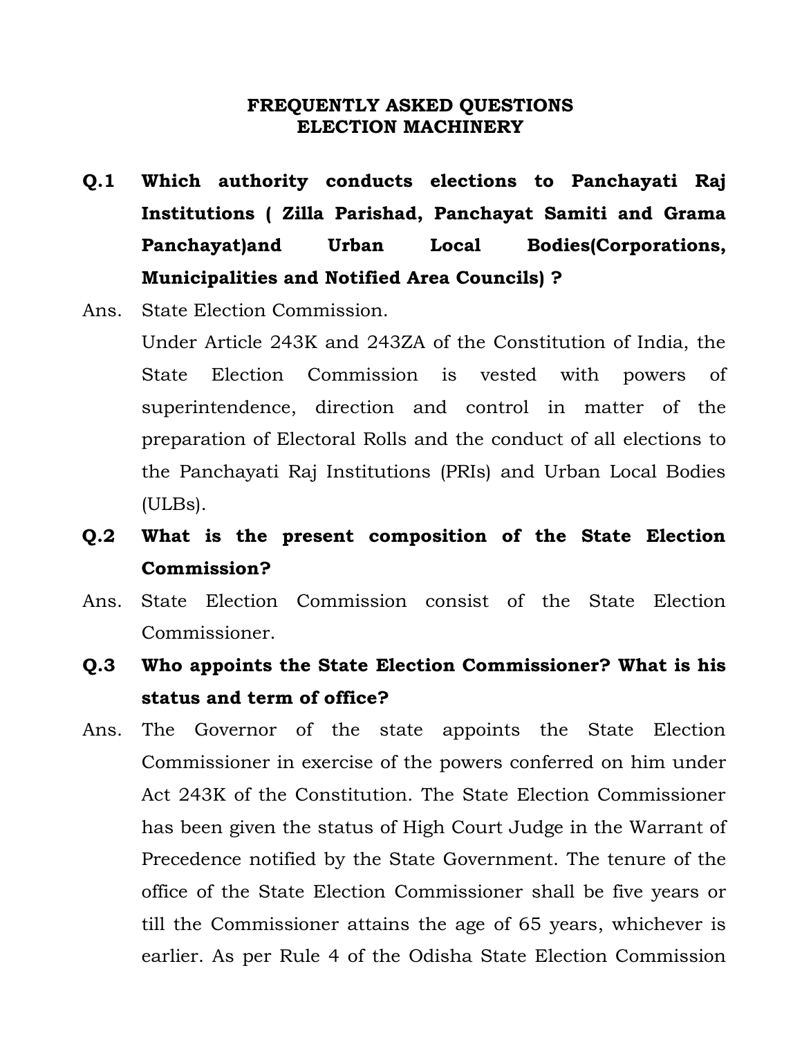# FREQUENTLY ASKED QUESTIONS
## ELECTION MACHINERY

**Q.1 Which authority conducts elections to Panchayati Raj Institutions ( Zilla Parishad, Panchayat Samiti and Grama Panchayat)and Urban Local Bodies(Corporations, Municipalities and Notified Area Councils) ?**

Ans. State Election Commission.

Under Article 243K and 243ZA of the Constitution of India, the State Election Commission is vested with powers of superintendence, direction and control in matter of the preparation of Electoral Rolls and the conduct of all elections to the Panchayati Raj Institutions (PRIs) and Urban Local Bodies (ULBs).

**Q.2 What is the present composition of the State Election Commission?**

Ans. State Election Commission consist of the State Election Commissioner.

**Q.3 Who appoints the State Election Commissioner? What is his status and term of office?**

Ans. The Governor of the state appoints the State Election Commissioner in exercise of the powers conferred on him under Act 243K of the Constitution. The State Election Commissioner has been given the status of High Court Judge in the Warrant of Precedence notified by the State Government. The tenure of the office of the State Election Commissioner shall be five years or till the Commissioner attains the age of 65 years, whichever is earlier. As per Rule 4 of the Odisha State Election Commission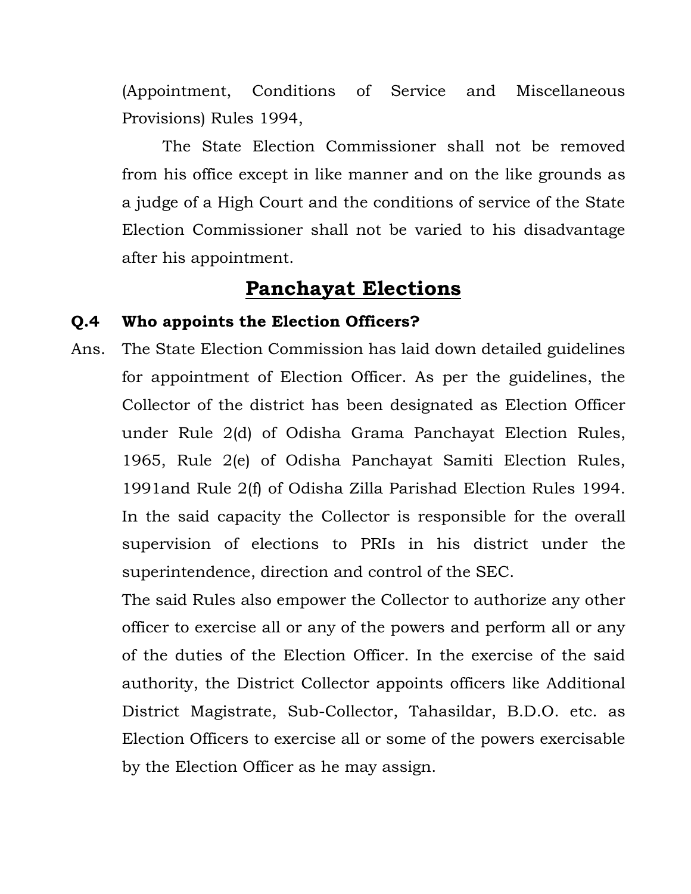(Appointment, Conditions of Service and Miscellaneous Provisions) Rules 1994,

The State Election Commissioner shall not be removed from his office except in like manner and on the like grounds as a judge of a High Court and the conditions of service of the State Election Commissioner shall not be varied to his disadvantage after his appointment.

## Panchayat Elections

**Q.4 Who appoints the Election Officers?**

Ans. The State Election Commission has laid down detailed guidelines for appointment of Election Officer. As per the guidelines, the Collector of the district has been designated as Election Officer under Rule 2(d) of Odisha Grama Panchayat Election Rules, 1965, Rule 2(e) of Odisha Panchayat Samiti Election Rules, 1991and Rule 2(f) of Odisha Zilla Parishad Election Rules 1994. In the said capacity the Collector is responsible for the overall supervision of elections to PRIs in his district under the superintendence, direction and control of the SEC.

The said Rules also empower the Collector to authorize any other officer to exercise all or any of the powers and perform all or any of the duties of the Election Officer. In the exercise of the said authority, the District Collector appoints officers like Additional District Magistrate, Sub-Collector, Tahasildar, B.D.O. etc. as Election Officers to exercise all or some of the powers exercisable by the Election Officer as he may assign.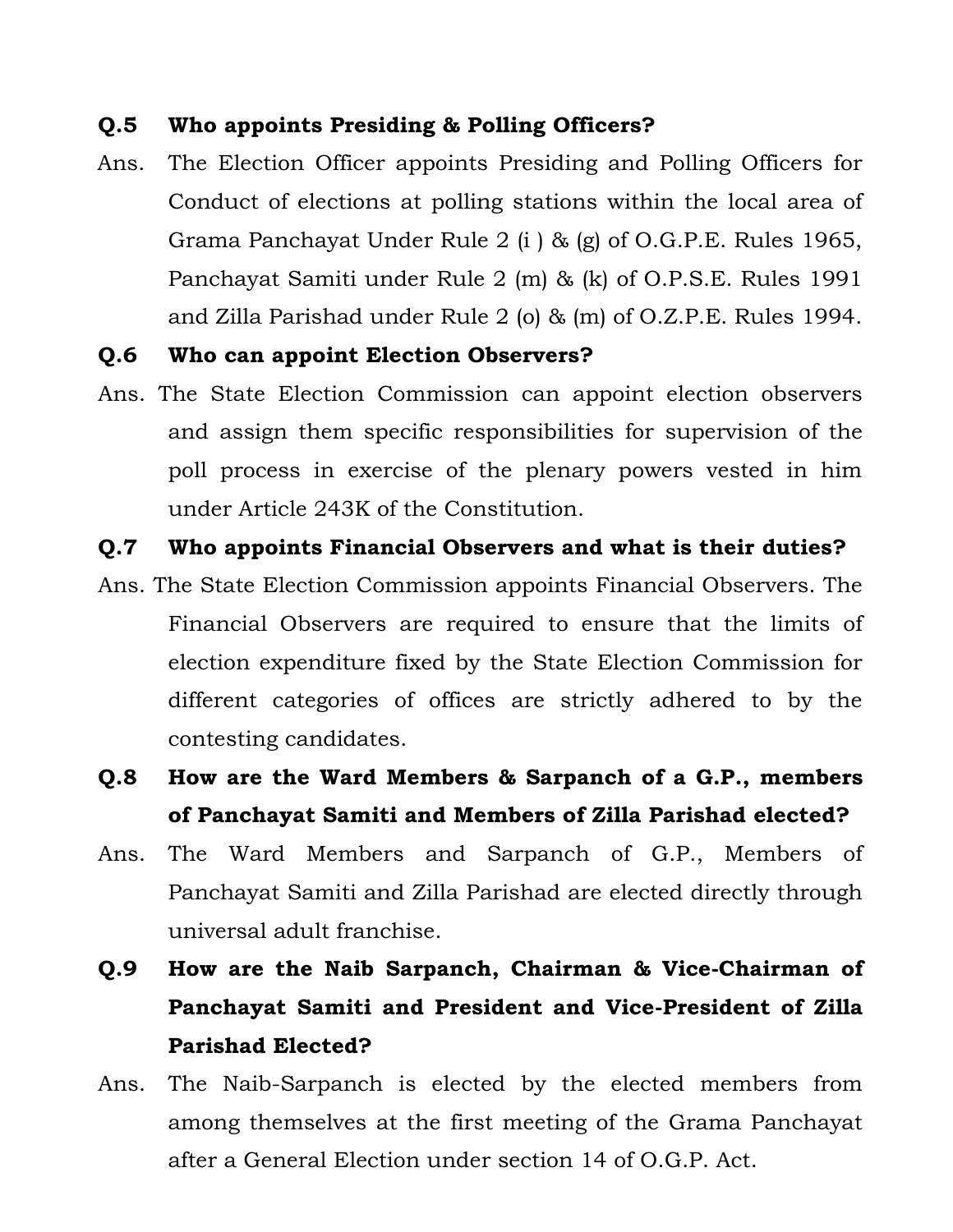**Q.5 Who appoints Presiding & Polling Officers?**

Ans. The Election Officer appoints Presiding and Polling Officers for Conduct of elections at polling stations within the local area of Grama Panchayat Under Rule 2 (i ) & (g) of O.G.P.E. Rules 1965, Panchayat Samiti under Rule 2 (m) & (k) of O.P.S.E. Rules 1991 and Zilla Parishad under Rule 2 (o) & (m) of O.Z.P.E. Rules 1994.

**Q.6 Who can appoint Election Observers?**

Ans. The State Election Commission can appoint election observers and assign them specific responsibilities for supervision of the poll process in exercise of the plenary powers vested in him under Article 243K of the Constitution.

**Q.7 Who appoints Financial Observers and what is their duties?**

Ans. The State Election Commission appoints Financial Observers. The Financial Observers are required to ensure that the limits of election expenditure fixed by the State Election Commission for different categories of offices are strictly adhered to by the contesting candidates.

**Q.8 How are the Ward Members & Sarpanch of a G.P., members of Panchayat Samiti and Members of Zilla Parishad elected?**

Ans. The Ward Members and Sarpanch of G.P., Members of Panchayat Samiti and Zilla Parishad are elected directly through universal adult franchise.

**Q.9 How are the Naib Sarpanch, Chairman & Vice-Chairman of Panchayat Samiti and President and Vice-President of Zilla Parishad Elected?**

Ans. The Naib-Sarpanch is elected by the elected members from among themselves at the first meeting of the Grama Panchayat after a General Election under section 14 of O.G.P. Act.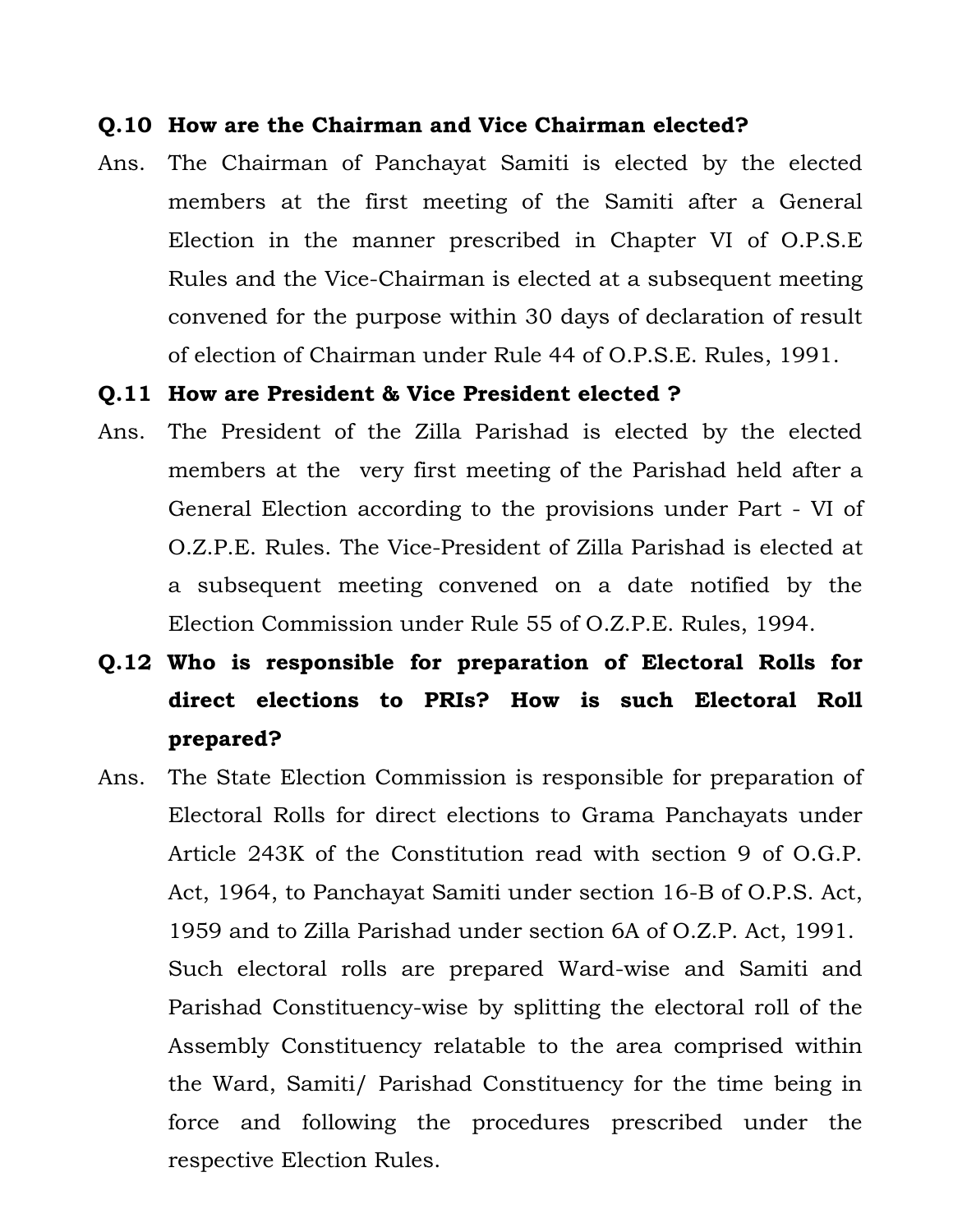**Q.10 How are the Chairman and Vice Chairman elected?**

Ans. The Chairman of Panchayat Samiti is elected by the elected members at the first meeting of the Samiti after a General Election in the manner prescribed in Chapter VI of O.P.S.E Rules and the Vice-Chairman is elected at a subsequent meeting convened for the purpose within 30 days of declaration of result of election of Chairman under Rule 44 of O.P.S.E. Rules, 1991.

**Q.11 How are President & Vice President elected ?**

Ans. The President of the Zilla Parishad is elected by the elected members at the very first meeting of the Parishad held after a General Election according to the provisions under Part - VI of O.Z.P.E. Rules. The Vice-President of Zilla Parishad is elected at a subsequent meeting convened on a date notified by the Election Commission under Rule 55 of O.Z.P.E. Rules, 1994.

**Q.12 Who is responsible for preparation of Electoral Rolls for direct elections to PRIs? How is such Electoral Roll prepared?**

Ans. The State Election Commission is responsible for preparation of Electoral Rolls for direct elections to Grama Panchayats under Article 243K of the Constitution read with section 9 of O.G.P. Act, 1964, to Panchayat Samiti under section 16-B of O.P.S. Act, 1959 and to Zilla Parishad under section 6A of O.Z.P. Act, 1991. Such electoral rolls are prepared Ward-wise and Samiti and Parishad Constituency-wise by splitting the electoral roll of the Assembly Constituency relatable to the area comprised within the Ward, Samiti/ Parishad Constituency for the time being in force and following the procedures prescribed under the respective Election Rules.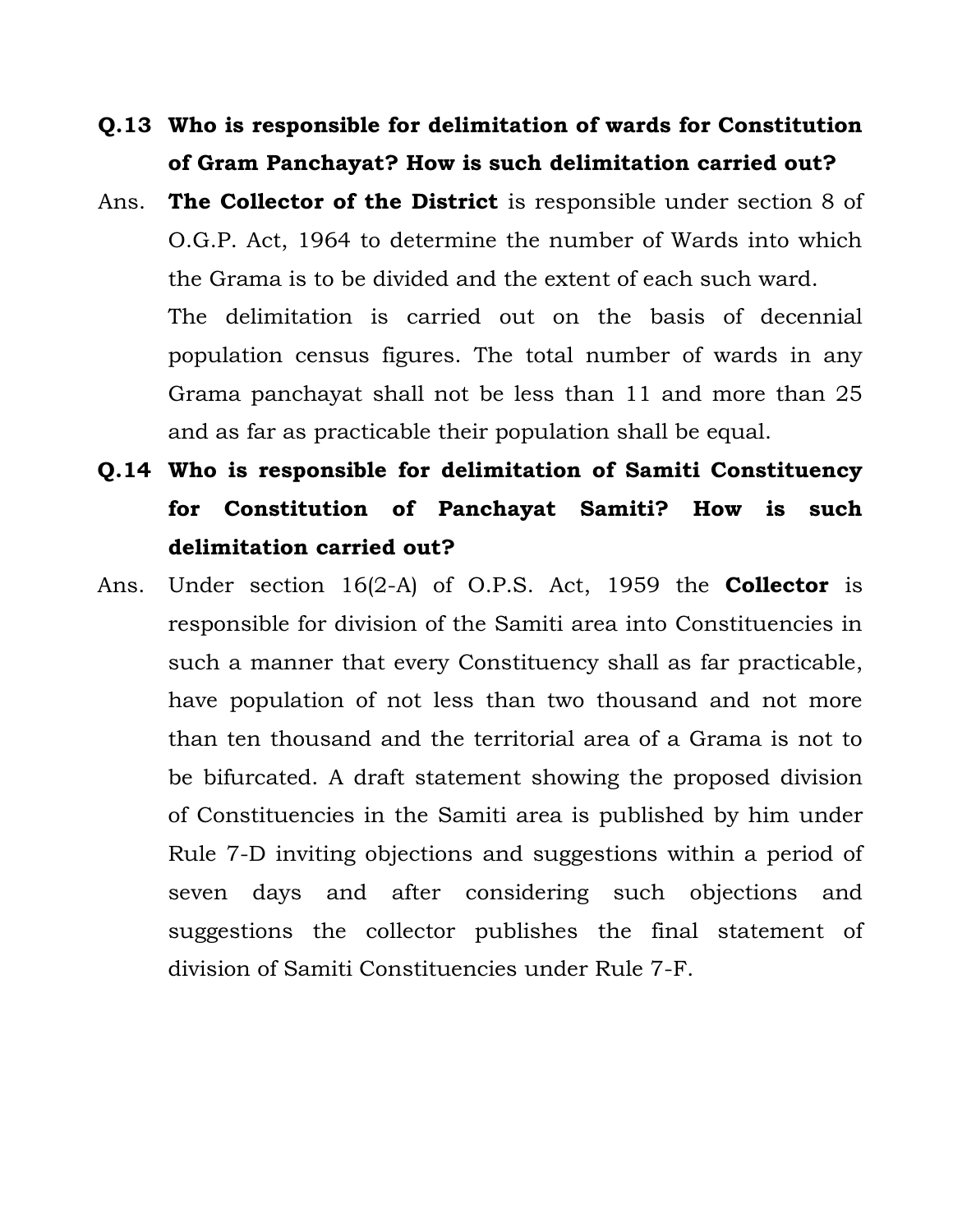**Q.13 Who is responsible for delimitation of wards for Constitution of Gram Panchayat? How is such delimitation carried out?**

Ans. **The Collector of the District** is responsible under section 8 of O.G.P. Act, 1964 to determine the number of Wards into which the Grama is to be divided and the extent of each such ward.

The delimitation is carried out on the basis of decennial population census figures. The total number of wards in any Grama panchayat shall not be less than 11 and more than 25 and as far as practicable their population shall be equal.

**Q.14 Who is responsible for delimitation of Samiti Constituency for Constitution of Panchayat Samiti? How is such delimitation carried out?**

Ans. Under section 16(2-A) of O.P.S. Act, 1959 the **Collector** is responsible for division of the Samiti area into Constituencies in such a manner that every Constituency shall as far practicable, have population of not less than two thousand and not more than ten thousand and the territorial area of a Grama is not to be bifurcated. A draft statement showing the proposed division of Constituencies in the Samiti area is published by him under Rule 7-D inviting objections and suggestions within a period of seven days and after considering such objections and suggestions the collector publishes the final statement of division of Samiti Constituencies under Rule 7-F.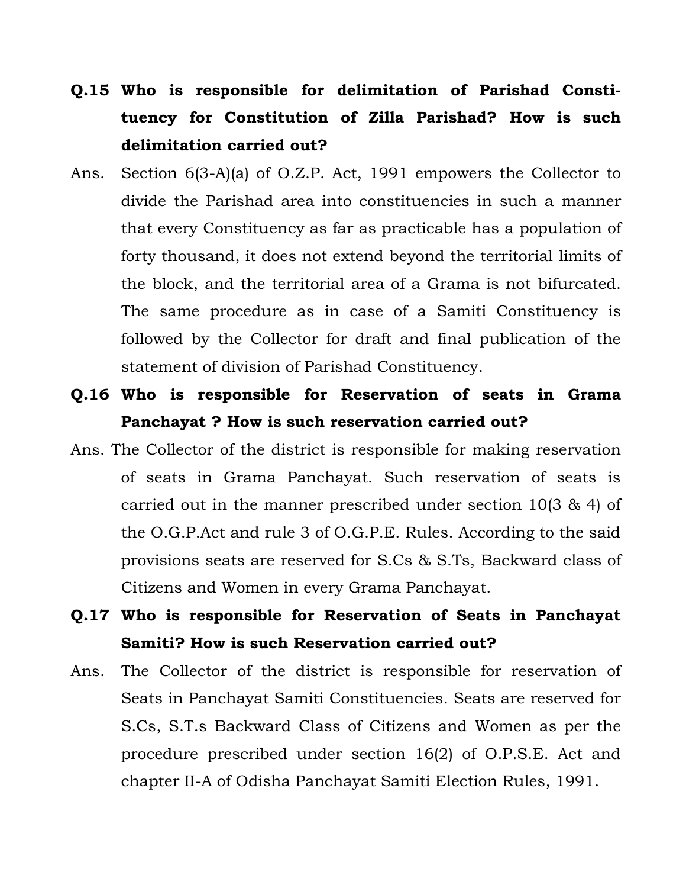**Q.15 Who is responsible for delimitation of Parishad Constituency for Constitution of Zilla Parishad? How is such delimitation carried out?**

Ans. Section 6(3-A)(a) of O.Z.P. Act, 1991 empowers the Collector to divide the Parishad area into constituencies in such a manner that every Constituency as far as practicable has a population of forty thousand, it does not extend beyond the territorial limits of the block, and the territorial area of a Grama is not bifurcated. The same procedure as in case of a Samiti Constituency is followed by the Collector for draft and final publication of the statement of division of Parishad Constituency.

**Q.16 Who is responsible for Reservation of seats in Grama Panchayat ? How is such reservation carried out?**

Ans. The Collector of the district is responsible for making reservation of seats in Grama Panchayat. Such reservation of seats is carried out in the manner prescribed under section 10(3 & 4) of the O.G.P.Act and rule 3 of O.G.P.E. Rules. According to the said provisions seats are reserved for S.Cs & S.Ts, Backward class of Citizens and Women in every Grama Panchayat.

**Q.17 Who is responsible for Reservation of Seats in Panchayat Samiti? How is such Reservation carried out?**

Ans. The Collector of the district is responsible for reservation of Seats in Panchayat Samiti Constituencies. Seats are reserved for S.Cs, S.T.s Backward Class of Citizens and Women as per the procedure prescribed under section 16(2) of O.P.S.E. Act and chapter II-A of Odisha Panchayat Samiti Election Rules, 1991.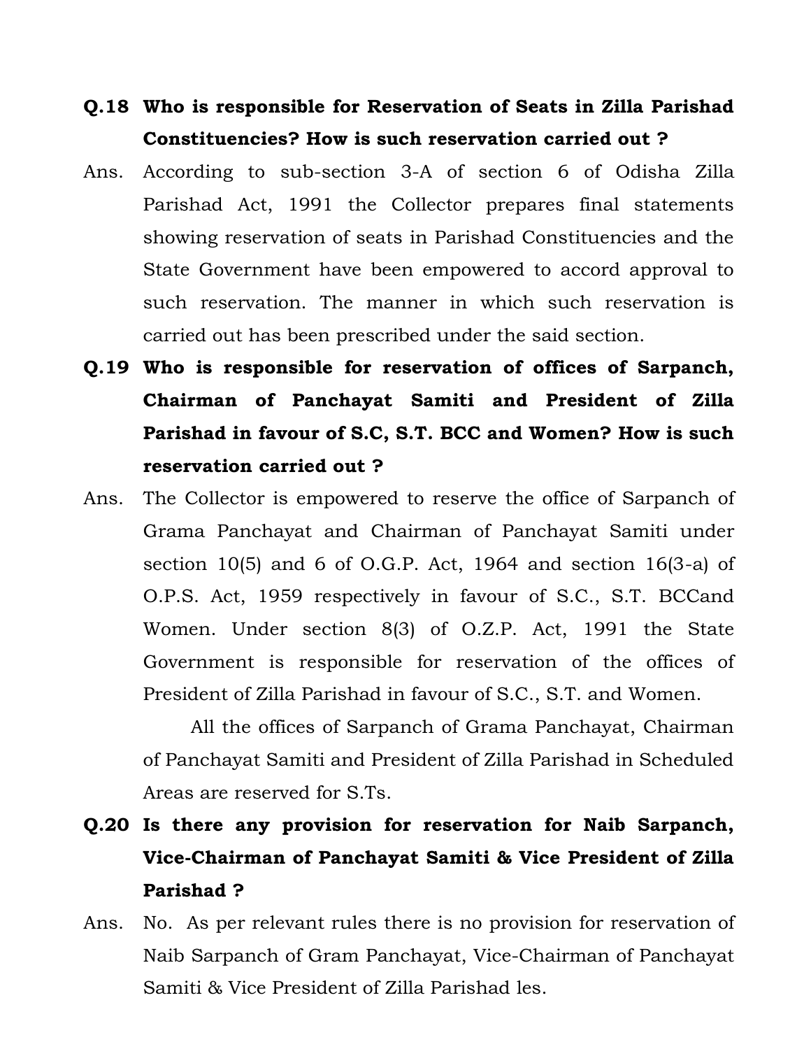**Q.18 Who is responsible for Reservation of Seats in Zilla Parishad Constituencies? How is such reservation carried out ?**

Ans. According to sub-section 3-A of section 6 of Odisha Zilla Parishad Act, 1991 the Collector prepares final statements showing reservation of seats in Parishad Constituencies and the State Government have been empowered to accord approval to such reservation. The manner in which such reservation is carried out has been prescribed under the said section.

**Q.19 Who is responsible for reservation of offices of Sarpanch, Chairman of Panchayat Samiti and President of Zilla Parishad in favour of S.C, S.T. BCC and Women? How is such reservation carried out ?**

Ans. The Collector is empowered to reserve the office of Sarpanch of Grama Panchayat and Chairman of Panchayat Samiti under section 10(5) and 6 of O.G.P. Act, 1964 and section 16(3-a) of O.P.S. Act, 1959 respectively in favour of S.C., S.T. BCCand Women. Under section 8(3) of O.Z.P. Act, 1991 the State Government is responsible for reservation of the offices of President of Zilla Parishad in favour of S.C., S.T. and Women.

All the offices of Sarpanch of Grama Panchayat, Chairman of Panchayat Samiti and President of Zilla Parishad in Scheduled Areas are reserved for S.Ts.

**Q.20 Is there any provision for reservation for Naib Sarpanch, Vice-Chairman of Panchayat Samiti & Vice President of Zilla Parishad ?**

Ans. No. As per relevant rules there is no provision for reservation of Naib Sarpanch of Gram Panchayat, Vice-Chairman of Panchayat Samiti & Vice President of Zilla Parishad les.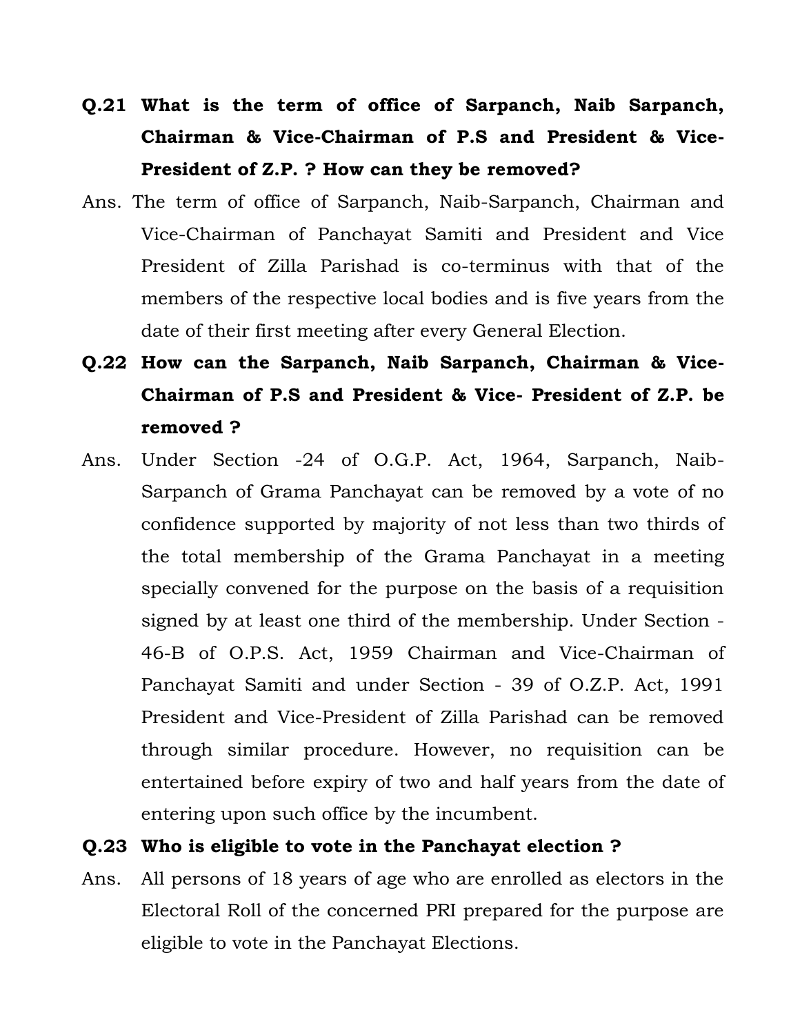**Q.21 What is the term of office of Sarpanch, Naib Sarpanch, Chairman & Vice-Chairman of P.S and President & Vice-President of Z.P. ? How can they be removed?**

Ans. The term of office of Sarpanch, Naib-Sarpanch, Chairman and Vice-Chairman of Panchayat Samiti and President and Vice President of Zilla Parishad is co-terminus with that of the members of the respective local bodies and is five years from the date of their first meeting after every General Election.

**Q.22 How can the Sarpanch, Naib Sarpanch, Chairman & Vice-Chairman of P.S and President & Vice- President of Z.P. be removed ?**

Ans. Under Section -24 of O.G.P. Act, 1964, Sarpanch, Naib-Sarpanch of Grama Panchayat can be removed by a vote of no confidence supported by majority of not less than two thirds of the total membership of the Grama Panchayat in a meeting specially convened for the purpose on the basis of a requisition signed by at least one third of the membership. Under Section - 46-B of O.P.S. Act, 1959 Chairman and Vice-Chairman of Panchayat Samiti and under Section - 39 of O.Z.P. Act, 1991 President and Vice-President of Zilla Parishad can be removed through similar procedure. However, no requisition can be entertained before expiry of two and half years from the date of entering upon such office by the incumbent.

**Q.23 Who is eligible to vote in the Panchayat election ?**

Ans. All persons of 18 years of age who are enrolled as electors in the Electoral Roll of the concerned PRI prepared for the purpose are eligible to vote in the Panchayat Elections.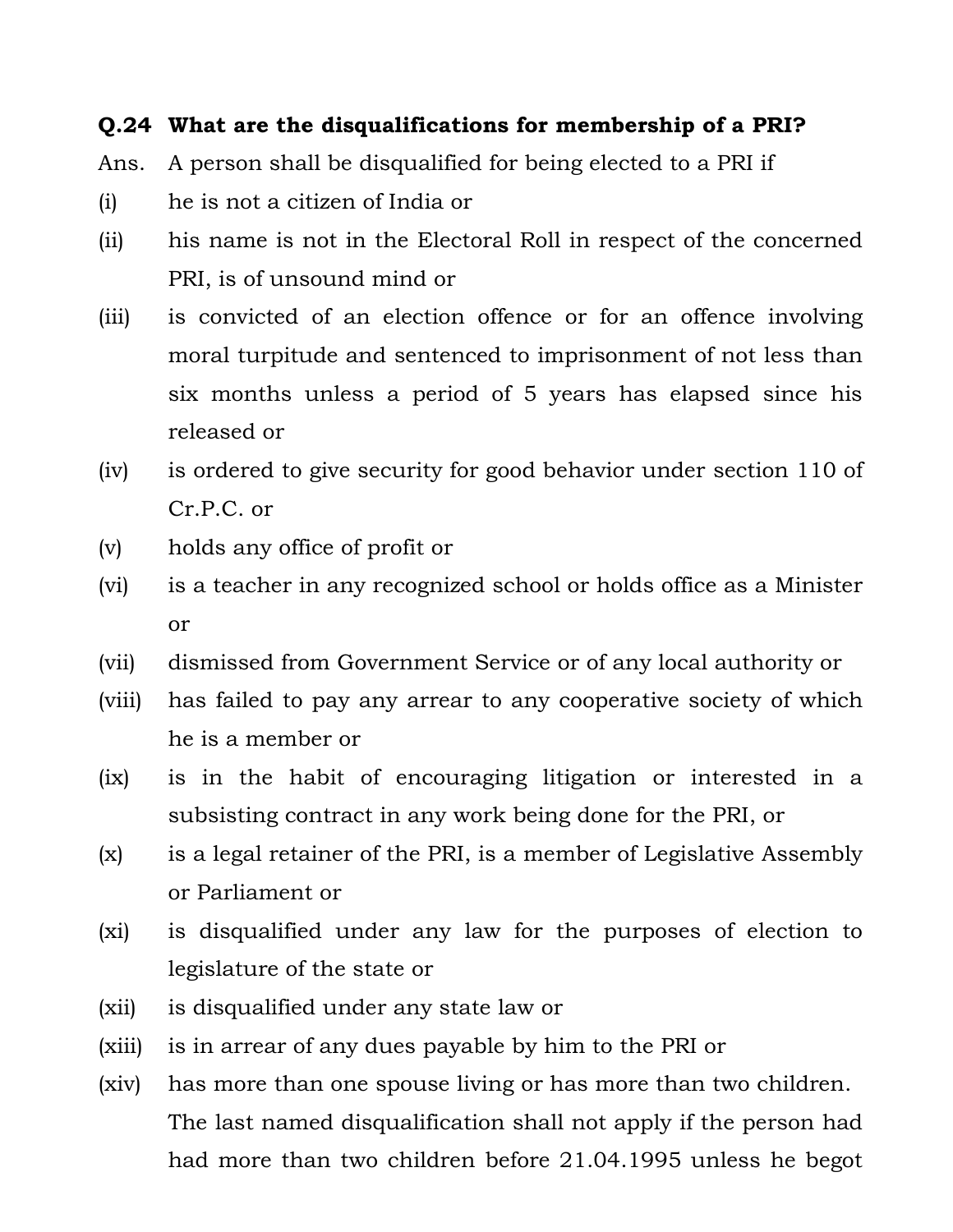**Q.24 What are the disqualifications for membership of a PRI?**

Ans. A person shall be disqualified for being elected to a PRI if

(i) he is not a citizen of India or

(ii) his name is not in the Electoral Roll in respect of the concerned PRI, is of unsound mind or

(iii) is convicted of an election offence or for an offence involving moral turpitude and sentenced to imprisonment of not less than six months unless a period of 5 years has elapsed since his released or

(iv) is ordered to give security for good behavior under section 110 of Cr.P.C. or

(v) holds any office of profit or

(vi) is a teacher in any recognized school or holds office as a Minister or

(vii) dismissed from Government Service or of any local authority or

(viii) has failed to pay any arrear to any cooperative society of which he is a member or

(ix) is in the habit of encouraging litigation or interested in a subsisting contract in any work being done for the PRI, or

(x) is a legal retainer of the PRI, is a member of Legislative Assembly or Parliament or

(xi) is disqualified under any law for the purposes of election to legislature of the state or

(xii) is disqualified under any state law or

(xiii) is in arrear of any dues payable by him to the PRI or

(xiv) has more than one spouse living or has more than two children. The last named disqualification shall not apply if the person had had more than two children before 21.04.1995 unless he begot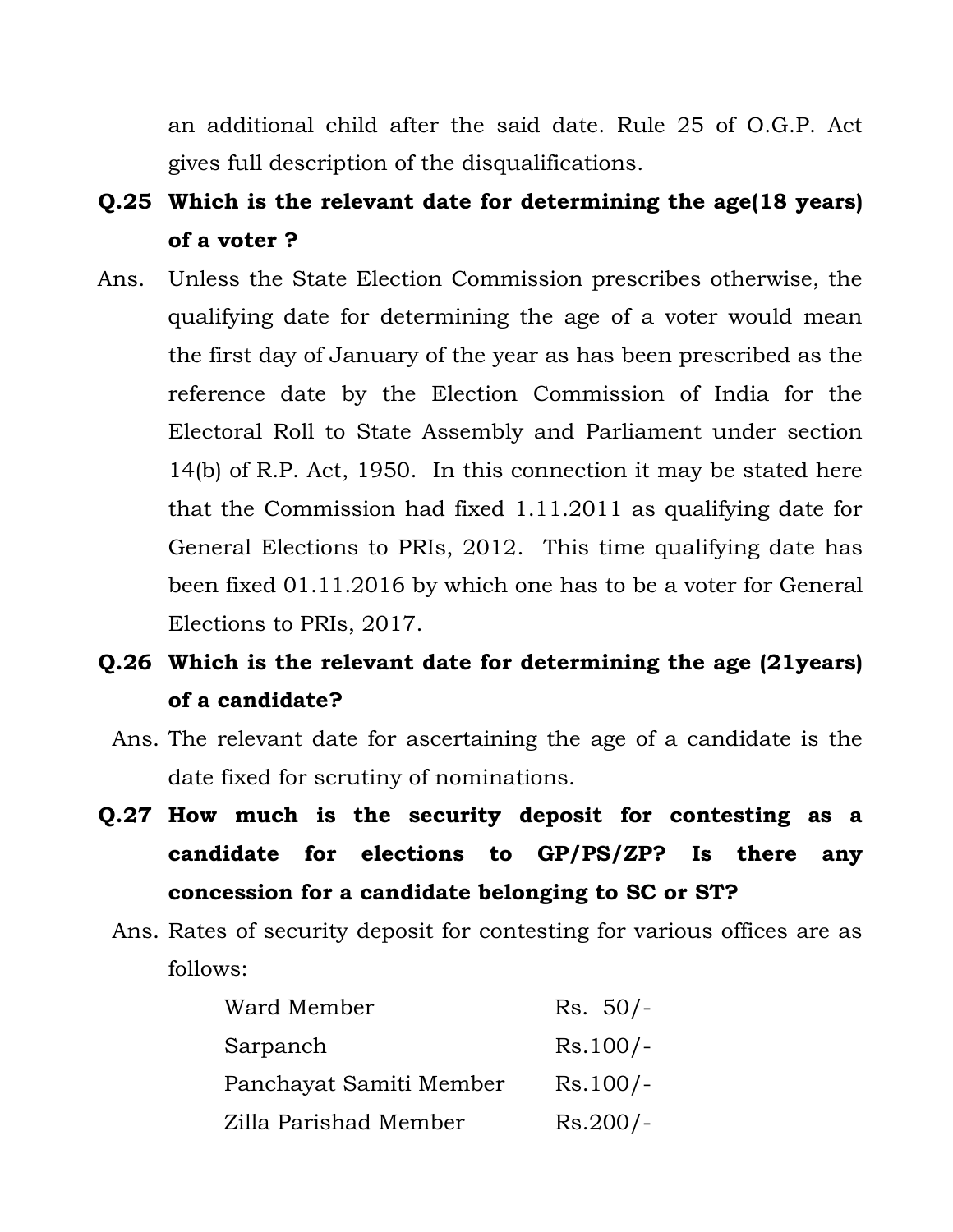an additional child after the said date. Rule 25 of O.G.P. Act gives full description of the disqualifications.

**Q.25 Which is the relevant date for determining the age(18 years) of a voter ?**

Ans. Unless the State Election Commission prescribes otherwise, the qualifying date for determining the age of a voter would mean the first day of January of the year as has been prescribed as the reference date by the Election Commission of India for the Electoral Roll to State Assembly and Parliament under section 14(b) of R.P. Act, 1950. In this connection it may be stated here that the Commission had fixed 1.11.2011 as qualifying date for General Elections to PRIs, 2012. This time qualifying date has been fixed 01.11.2016 by which one has to be a voter for General Elections to PRIs, 2017.

**Q.26 Which is the relevant date for determining the age (21years) of a candidate?**

Ans. The relevant date for ascertaining the age of a candidate is the date fixed for scrutiny of nominations.

**Q.27 How much is the security deposit for contesting as a candidate for elections to GP/PS/ZP? Is there any concession for a candidate belonging to SC or ST?**

Ans. Rates of security deposit for contesting for various offices are as follows:

| | |
|---|---|
| Ward Member | Rs. 50/- |
| Sarpanch | Rs.100/- |
| Panchayat Samiti Member | Rs.100/- |
| Zilla Parishad Member | Rs.200/- |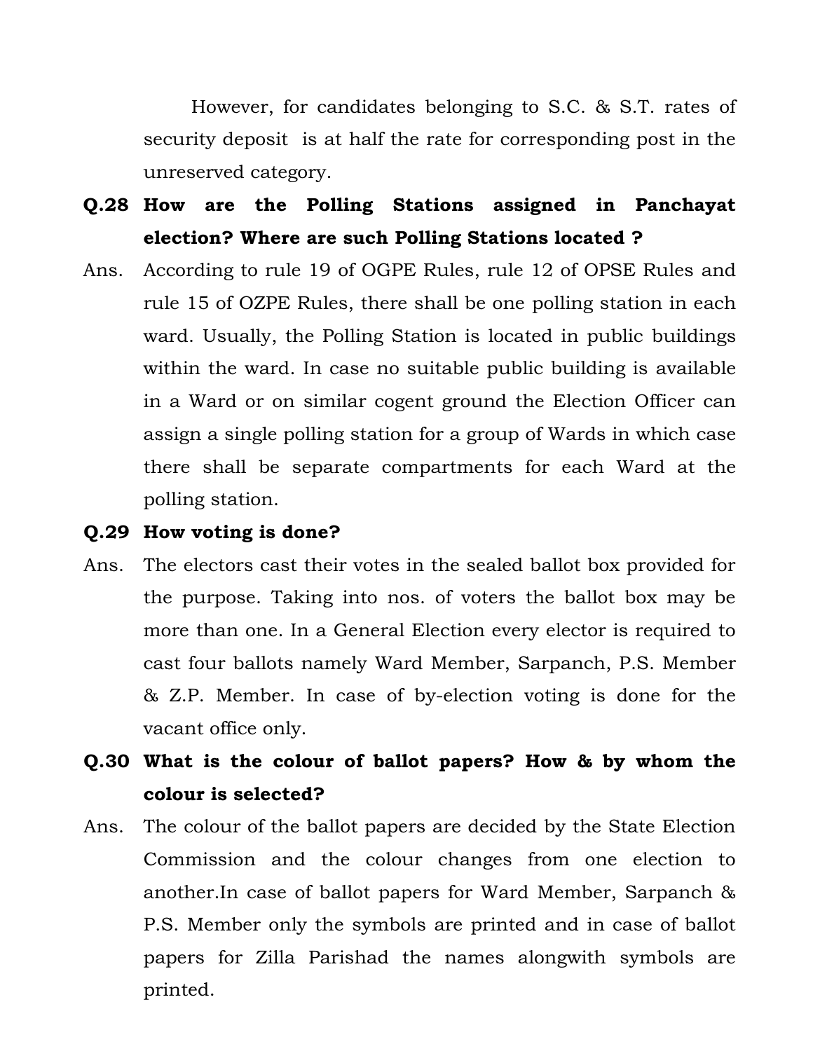However, for candidates belonging to S.C. & S.T. rates of security deposit is at half the rate for corresponding post in the unreserved category.

**Q.28 How are the Polling Stations assigned in Panchayat election? Where are such Polling Stations located ?**

Ans. According to rule 19 of OGPE Rules, rule 12 of OPSE Rules and rule 15 of OZPE Rules, there shall be one polling station in each ward. Usually, the Polling Station is located in public buildings within the ward. In case no suitable public building is available in a Ward or on similar cogent ground the Election Officer can assign a single polling station for a group of Wards in which case there shall be separate compartments for each Ward at the polling station.

**Q.29 How voting is done?**

Ans. The electors cast their votes in the sealed ballot box provided for the purpose. Taking into nos. of voters the ballot box may be more than one. In a General Election every elector is required to cast four ballots namely Ward Member, Sarpanch, P.S. Member & Z.P. Member. In case of by-election voting is done for the vacant office only.

**Q.30 What is the colour of ballot papers? How & by whom the colour is selected?**

Ans. The colour of the ballot papers are decided by the State Election Commission and the colour changes from one election to another.In case of ballot papers for Ward Member, Sarpanch & P.S. Member only the symbols are printed and in case of ballot papers for Zilla Parishad the names alongwith symbols are printed.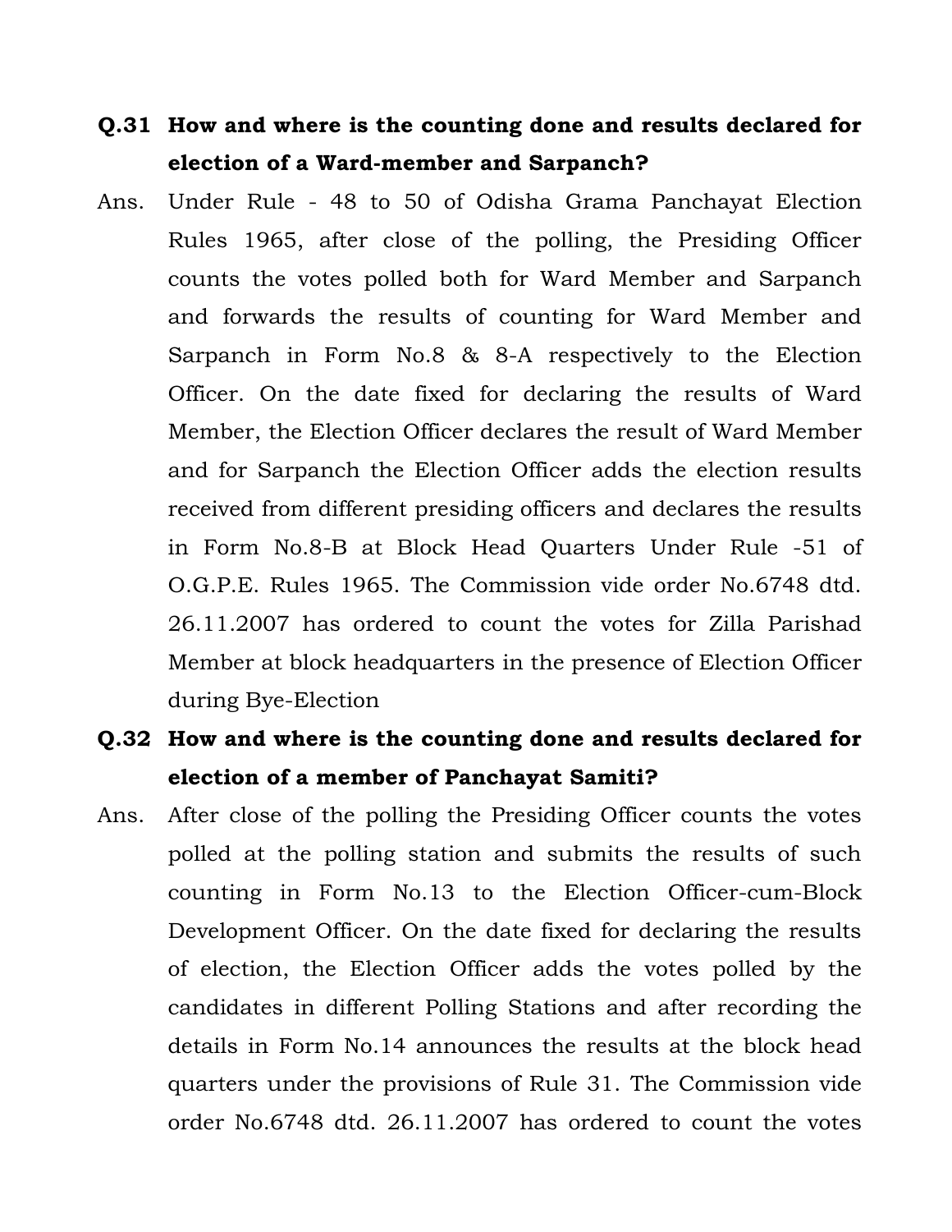**Q.31 How and where is the counting done and results declared for election of a Ward-member and Sarpanch?**

Ans. Under Rule - 48 to 50 of Odisha Grama Panchayat Election Rules 1965, after close of the polling, the Presiding Officer counts the votes polled both for Ward Member and Sarpanch and forwards the results of counting for Ward Member and Sarpanch in Form No.8 & 8-A respectively to the Election Officer. On the date fixed for declaring the results of Ward Member, the Election Officer declares the result of Ward Member and for Sarpanch the Election Officer adds the election results received from different presiding officers and declares the results in Form No.8-B at Block Head Quarters Under Rule -51 of O.G.P.E. Rules 1965. The Commission vide order No.6748 dtd. 26.11.2007 has ordered to count the votes for Zilla Parishad Member at block headquarters in the presence of Election Officer during Bye-Election

**Q.32 How and where is the counting done and results declared for election of a member of Panchayat Samiti?**

Ans. After close of the polling the Presiding Officer counts the votes polled at the polling station and submits the results of such counting in Form No.13 to the Election Officer-cum-Block Development Officer. On the date fixed for declaring the results of election, the Election Officer adds the votes polled by the candidates in different Polling Stations and after recording the details in Form No.14 announces the results at the block head quarters under the provisions of Rule 31. The Commission vide order No.6748 dtd. 26.11.2007 has ordered to count the votes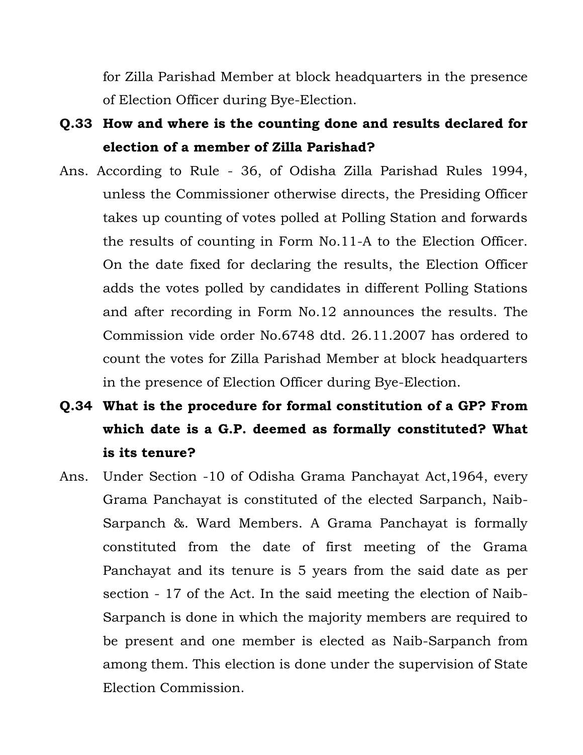for Zilla Parishad Member at block headquarters in the presence of Election Officer during Bye-Election.

**Q.33 How and where is the counting done and results declared for election of a member of Zilla Parishad?**

Ans. According to Rule - 36, of Odisha Zilla Parishad Rules 1994, unless the Commissioner otherwise directs, the Presiding Officer takes up counting of votes polled at Polling Station and forwards the results of counting in Form No.11-A to the Election Officer. On the date fixed for declaring the results, the Election Officer adds the votes polled by candidates in different Polling Stations and after recording in Form No.12 announces the results. The Commission vide order No.6748 dtd. 26.11.2007 has ordered to count the votes for Zilla Parishad Member at block headquarters in the presence of Election Officer during Bye-Election.

**Q.34 What is the procedure for formal constitution of a GP? From which date is a G.P. deemed as formally constituted? What is its tenure?**

Ans. Under Section -10 of Odisha Grama Panchayat Act,1964, every Grama Panchayat is constituted of the elected Sarpanch, Naib-Sarpanch &. Ward Members. A Grama Panchayat is formally constituted from the date of first meeting of the Grama Panchayat and its tenure is 5 years from the said date as per section - 17 of the Act. In the said meeting the election of Naib-Sarpanch is done in which the majority members are required to be present and one member is elected as Naib-Sarpanch from among them. This election is done under the supervision of State Election Commission.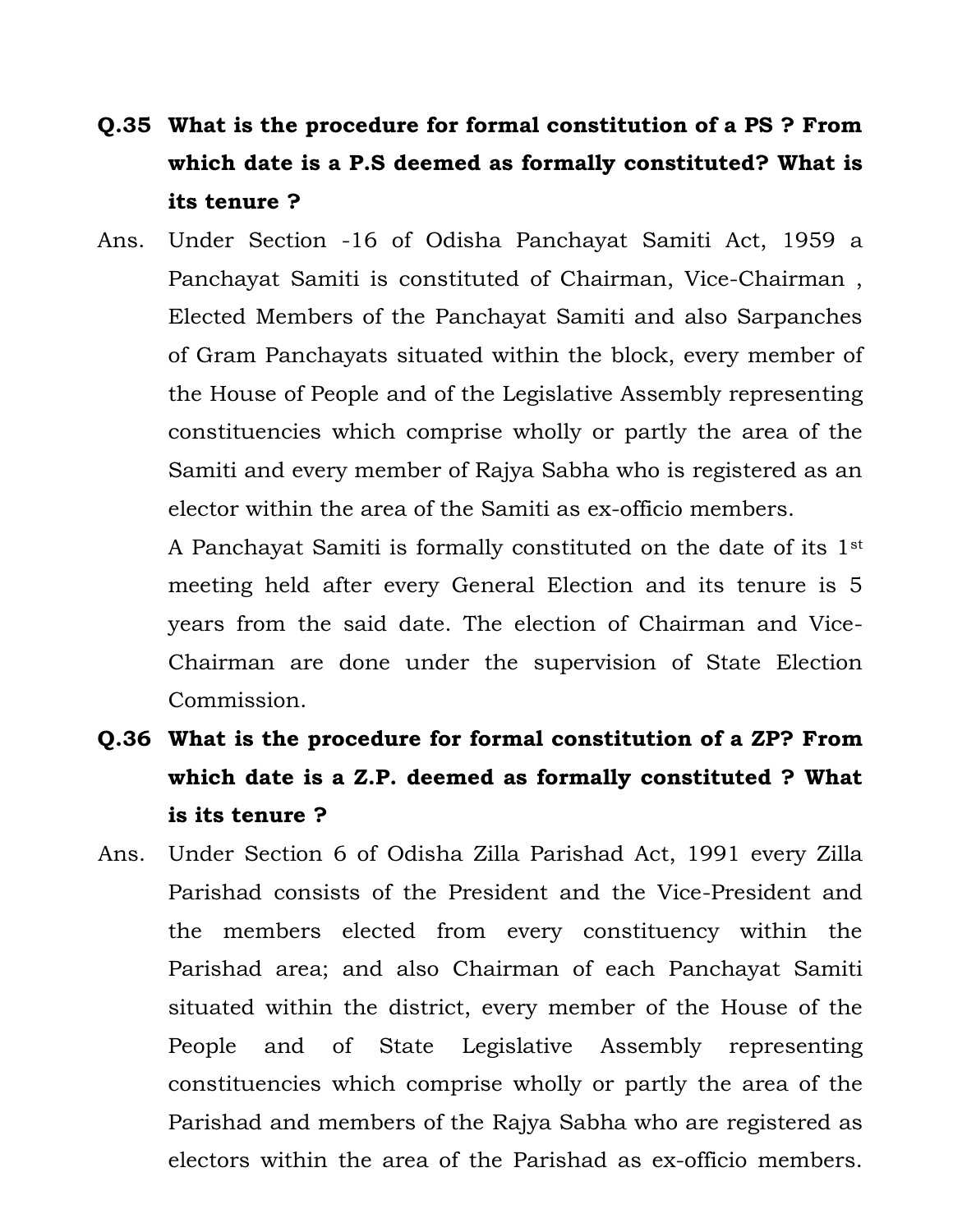**Q.35 What is the procedure for formal constitution of a PS ? From which date is a P.S deemed as formally constituted? What is its tenure ?**

Ans. Under Section -16 of Odisha Panchayat Samiti Act, 1959 a Panchayat Samiti is constituted of Chairman, Vice-Chairman , Elected Members of the Panchayat Samiti and also Sarpanches of Gram Panchayats situated within the block, every member of the House of People and of the Legislative Assembly representing constituencies which comprise wholly or partly the area of the Samiti and every member of Rajya Sabha who is registered as an elector within the area of the Samiti as ex-officio members.

A Panchayat Samiti is formally constituted on the date of its 1st meeting held after every General Election and its tenure is 5 years from the said date. The election of Chairman and Vice-Chairman are done under the supervision of State Election Commission.

**Q.36 What is the procedure for formal constitution of a ZP? From which date is a Z.P. deemed as formally constituted ? What is its tenure ?**

Ans. Under Section 6 of Odisha Zilla Parishad Act, 1991 every Zilla Parishad consists of the President and the Vice-President and the members elected from every constituency within the Parishad area; and also Chairman of each Panchayat Samiti situated within the district, every member of the House of the People and of State Legislative Assembly representing constituencies which comprise wholly or partly the area of the Parishad and members of the Rajya Sabha who are registered as electors within the area of the Parishad as ex-officio members.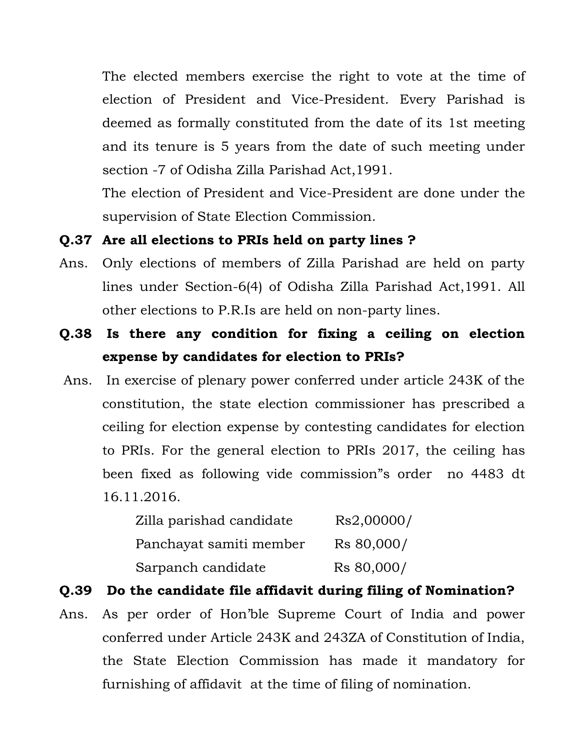The elected members exercise the right to vote at the time of election of President and Vice-President. Every Parishad is deemed as formally constituted from the date of its 1st meeting and its tenure is 5 years from the date of such meeting under section -7 of Odisha Zilla Parishad Act,1991.

The election of President and Vice-President are done under the supervision of State Election Commission.

**Q.37 Are all elections to PRIs held on party lines ?**

Ans. Only elections of members of Zilla Parishad are held on party lines under Section-6(4) of Odisha Zilla Parishad Act,1991. All other elections to P.R.Is are held on non-party lines.

**Q.38 Is there any condition for fixing a ceiling on election expense by candidates for election to PRIs?**

Ans. In exercise of plenary power conferred under article 243K of the constitution, the state election commissioner has prescribed a ceiling for election expense by contesting candidates for election to PRIs. For the general election to PRIs 2017, the ceiling has been fixed as following vide commission"s order no 4483 dt 16.11.2016.

| | |
|---|---|
| Zilla parishad candidate | Rs2,00000/ |
| Panchayat samiti member | Rs 80,000/ |
| Sarpanch candidate | Rs 80,000/ |

**Q.39 Do the candidate file affidavit during filing of Nomination?**

Ans. As per order of Hon'ble Supreme Court of India and power conferred under Article 243K and 243ZA of Constitution of India, the State Election Commission has made it mandatory for furnishing of affidavit at the time of filing of nomination.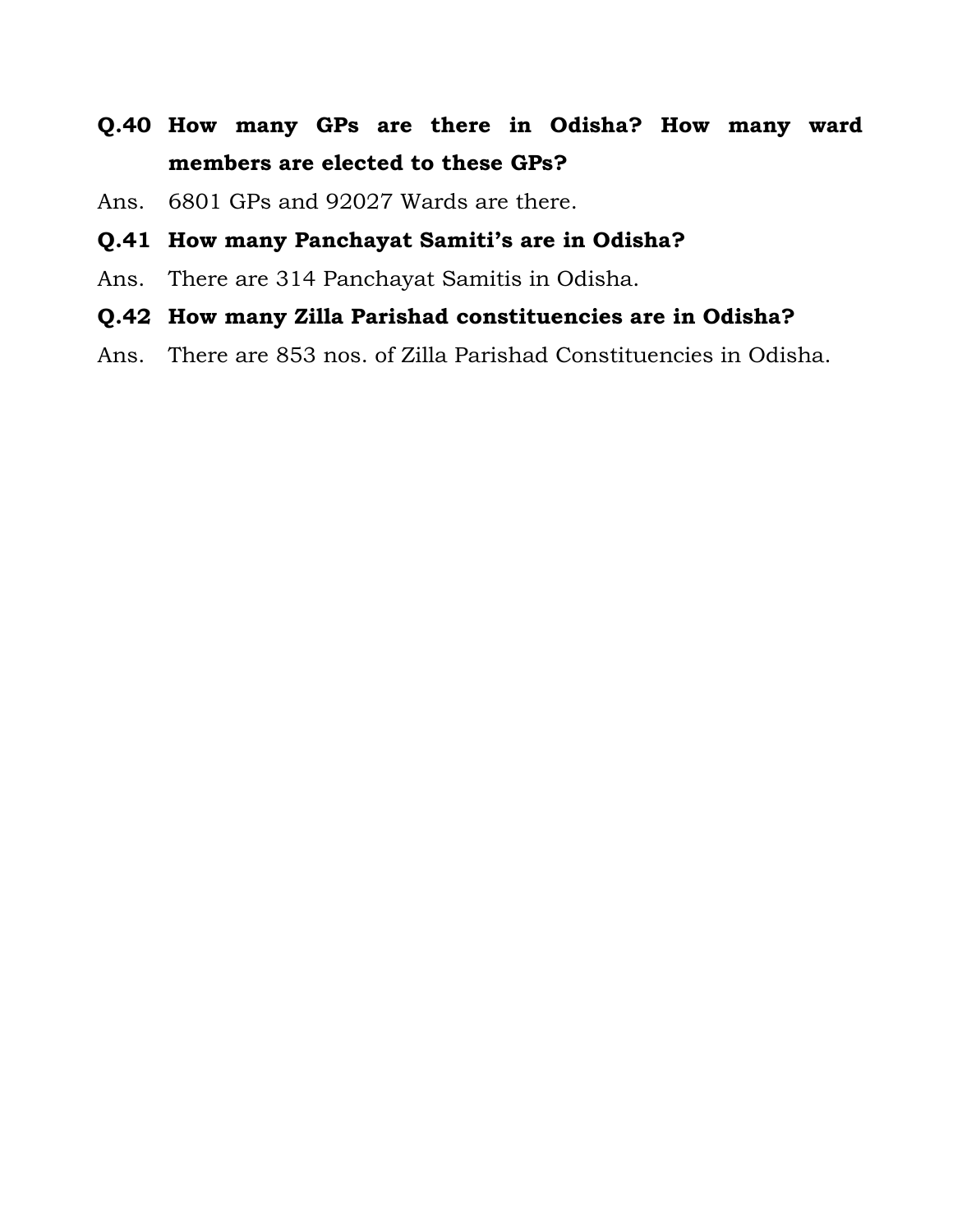**Q.40 How many GPs are there in Odisha? How many ward members are elected to these GPs?**

Ans. 6801 GPs and 92027 Wards are there.

**Q.41 How many Panchayat Samiti's are in Odisha?**

Ans. There are 314 Panchayat Samitis in Odisha.

**Q.42 How many Zilla Parishad constituencies are in Odisha?**

Ans. There are 853 nos. of Zilla Parishad Constituencies in Odisha.